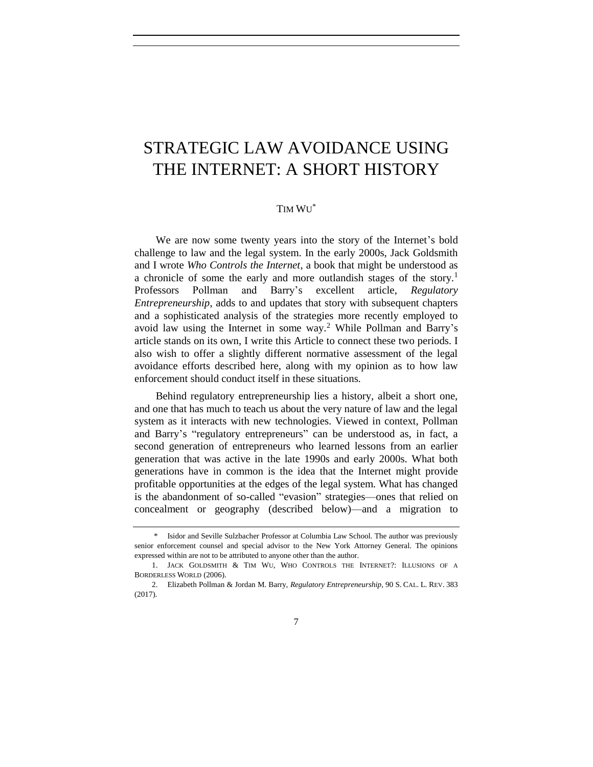# STRATEGIC LAW AVOIDANCE USING THE INTERNET: A SHORT HISTORY

TIM WU*

We are now some twenty years into the story of the Internet's bold challenge to law and the legal system. In the early 2000s, Jack Goldsmith and I wrote *Who Controls the Internet*, a book that might be understood as a chronicle of some the early and more outlandish stages of the story.[1] Professors Pollman and Barry's excellent article, *Regulatory Entrepreneurship*, adds to and updates that story with subsequent chapters and a sophisticated analysis of the strategies more recently employed to avoid law using the Internet in some way.[2] While Pollman and Barry's article stands on its own, I write this Article to connect these two periods. I also wish to offer a slightly different normative assessment of the legal avoidance efforts described here, along with my opinion as to how law enforcement should conduct itself in these situations.

Behind regulatory entrepreneurship lies a history, albeit a short one, and one that has much to teach us about the very nature of law and the legal system as it interacts with new technologies. Viewed in context, Pollman and Barry's "regulatory entrepreneurs" can be understood as, in fact, a second generation of entrepreneurs who learned lessons from an earlier generation that was active in the late 1990s and early 2000s. What both generations have in common is the idea that the Internet might provide profitable opportunities at the edges of the legal system. What has changed is the abandonment of so-called "evasion" strategies—ones that relied on concealment or geography (described below)—and a migration to

---

\* Isidor and Seville Sulzbacher Professor at Columbia Law School. The author was previously senior enforcement counsel and special advisor to the New York Attorney General. The opinions expressed within are not to be attributed to anyone other than the author.

1. JACK GOLDSMITH & TIM WU, WHO CONTROLS THE INTERNET?: ILLUSIONS OF A BORDERLESS WORLD (2006).

2. Elizabeth Pollman & Jordan M. Barry, *Regulatory Entrepreneurship*, 90 S. CAL. L. REV. 383 (2017).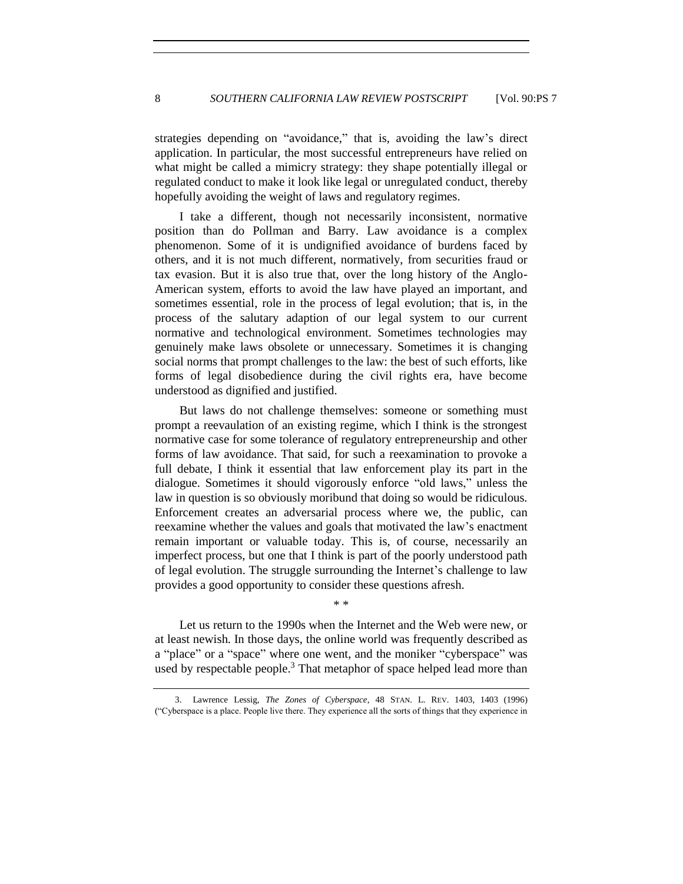strategies depending on "avoidance," that is, avoiding the law's direct application. In particular, the most successful entrepreneurs have relied on what might be called a mimicry strategy: they shape potentially illegal or regulated conduct to make it look like legal or unregulated conduct, thereby hopefully avoiding the weight of laws and regulatory regimes.

I take a different, though not necessarily inconsistent, normative position than do Pollman and Barry. Law avoidance is a complex phenomenon. Some of it is undignified avoidance of burdens faced by others, and it is not much different, normatively, from securities fraud or tax evasion. But it is also true that, over the long history of the Anglo-American system, efforts to avoid the law have played an important, and sometimes essential, role in the process of legal evolution; that is, in the process of the salutary adaption of our legal system to our current normative and technological environment. Sometimes technologies may genuinely make laws obsolete or unnecessary. Sometimes it is changing social norms that prompt challenges to the law: the best of such efforts, like forms of legal disobedience during the civil rights era, have become understood as dignified and justified.

But laws do not challenge themselves: someone or something must prompt a reevaulation of an existing regime, which I think is the strongest normative case for some tolerance of regulatory entrepreneurship and other forms of law avoidance. That said, for such a reexamination to provoke a full debate, I think it essential that law enforcement play its part in the dialogue. Sometimes it should vigorously enforce "old laws," unless the law in question is so obviously moribund that doing so would be ridiculous. Enforcement creates an adversarial process where we, the public, can reexamine whether the values and goals that motivated the law's enactment remain important or valuable today. This is, of course, necessarily an imperfect process, but one that I think is part of the poorly understood path of legal evolution. The struggle surrounding the Internet's challenge to law provides a good opportunity to consider these questions afresh.

\* \*

Let us return to the 1990s when the Internet and the Web were new, or at least newish. In those days, the online world was frequently described as a "place" or a "space" where one went, and the moniker "cyberspace" was used by respectable people.[3] That metaphor of space helped lead more than

3. Lawrence Lessig, *The Zones of Cyberspace*, 48 STAN. L. REV. 1403, 1403 (1996) ("Cyberspace is a place. People live there. They experience all the sorts of things that they experience in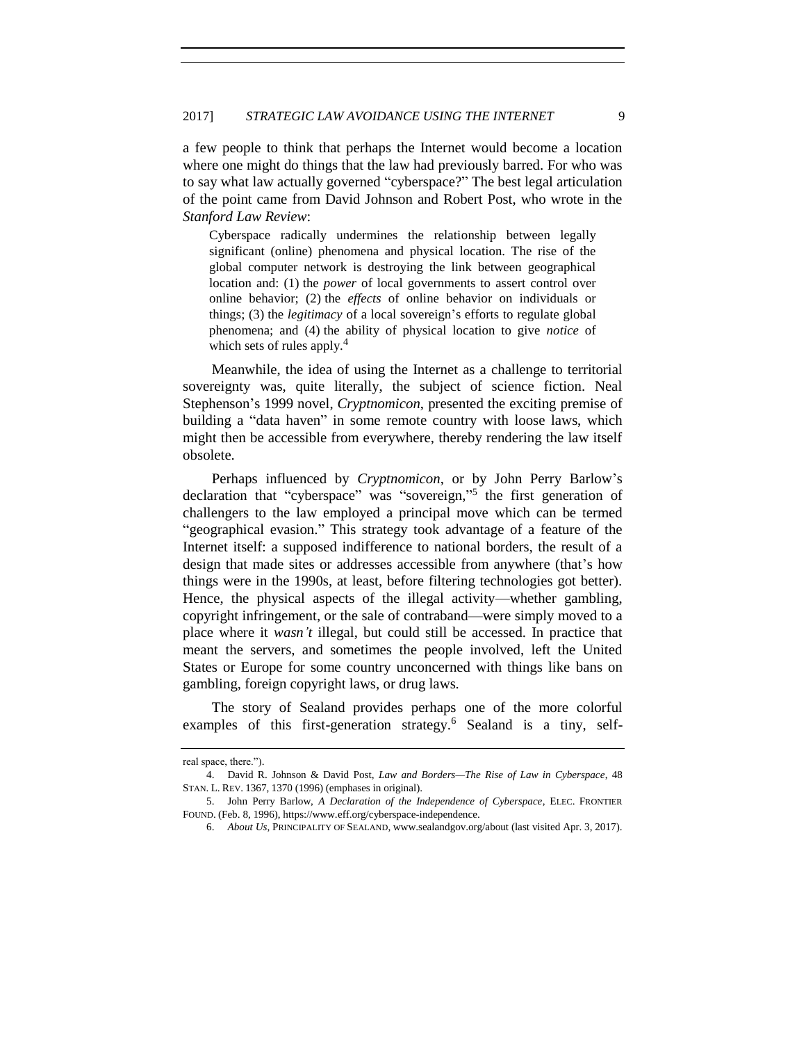a few people to think that perhaps the Internet would become a location where one might do things that the law had previously barred. For who was to say what law actually governed "cyberspace?" The best legal articulation of the point came from David Johnson and Robert Post, who wrote in the *Stanford Law Review*:

> Cyberspace radically undermines the relationship between legally significant (online) phenomena and physical location. The rise of the global computer network is destroying the link between geographical location and: (1) the *power* of local governments to assert control over online behavior; (2) the *effects* of online behavior on individuals or things; (3) the *legitimacy* of a local sovereign's efforts to regulate global phenomena; and (4) the ability of physical location to give *notice* of which sets of rules apply.[4]

Meanwhile, the idea of using the Internet as a challenge to territorial sovereignty was, quite literally, the subject of science fiction. Neal Stephenson's 1999 novel, *Cryptnomicon*, presented the exciting premise of building a "data haven" in some remote country with loose laws, which might then be accessible from everywhere, thereby rendering the law itself obsolete.

Perhaps influenced by *Cryptnomicon*, or by John Perry Barlow's declaration that "cyberspace" was "sovereign,"[5] the first generation of challengers to the law employed a principal move which can be termed "geographical evasion." This strategy took advantage of a feature of the Internet itself: a supposed indifference to national borders, the result of a design that made sites or addresses accessible from anywhere (that's how things were in the 1990s, at least, before filtering technologies got better). Hence, the physical aspects of the illegal activity—whether gambling, copyright infringement, or the sale of contraband—were simply moved to a place where it *wasn't* illegal, but could still be accessed. In practice that meant the servers, and sometimes the people involved, left the United States or Europe for some country unconcerned with things like bans on gambling, foreign copyright laws, or drug laws.

The story of Sealand provides perhaps one of the more colorful examples of this first-generation strategy.[6] Sealand is a tiny, self-

---

real space, there.").

4. David R. Johnson & David Post, *Law and Borders—The Rise of Law in Cyberspace*, 48 STAN. L. REV. 1367, 1370 (1996) (emphases in original).

5. John Perry Barlow, *A Declaration of the Independence of Cyberspace*, ELEC. FRONTIER FOUND. (Feb. 8, 1996), https://www.eff.org/cyberspace-independence.

6. *About Us*, PRINCIPALITY OF SEALAND, www.sealandgov.org/about (last visited Apr. 3, 2017).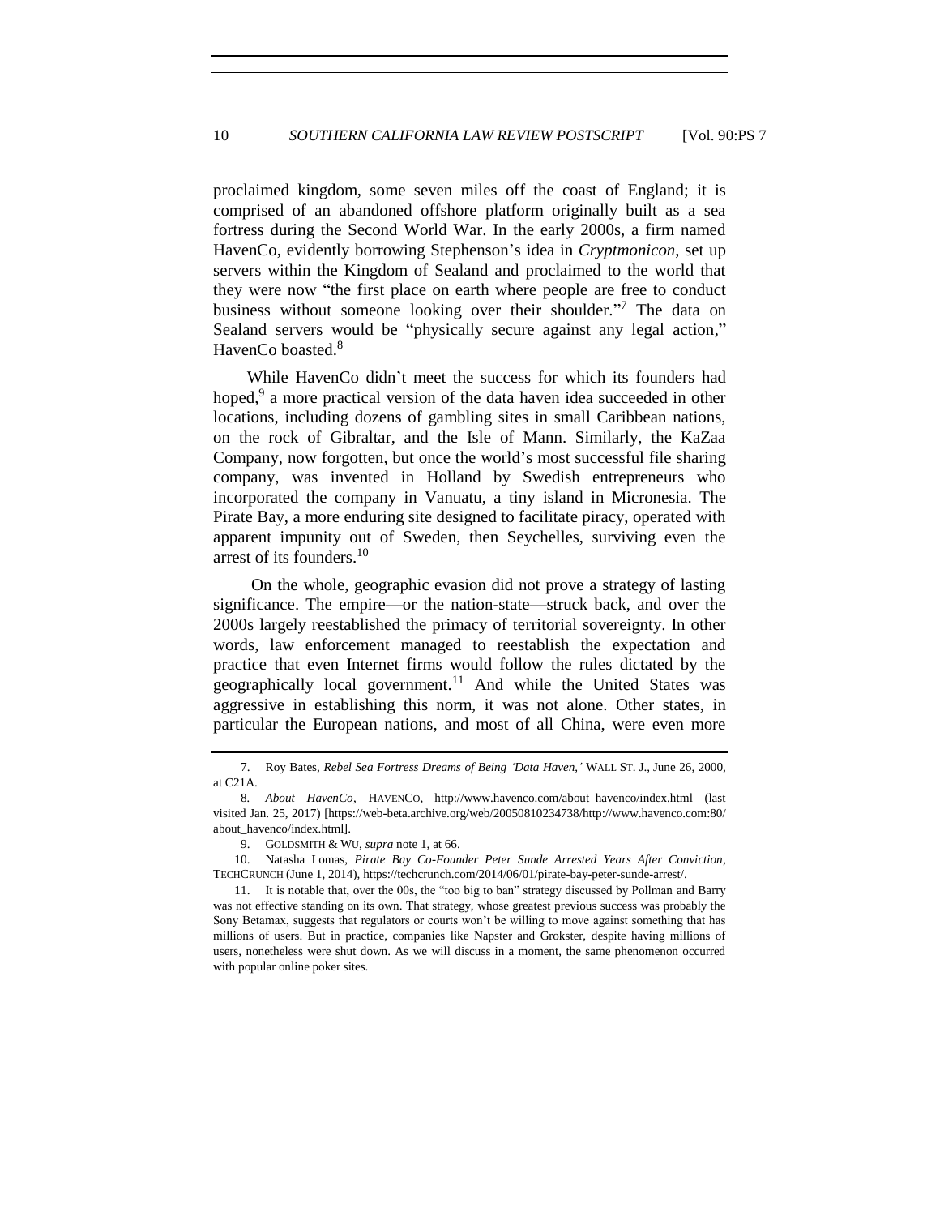proclaimed kingdom, some seven miles off the coast of England; it is comprised of an abandoned offshore platform originally built as a sea fortress during the Second World War. In the early 2000s, a firm named HavenCo, evidently borrowing Stephenson's idea in *Cryptmonicon*, set up servers within the Kingdom of Sealand and proclaimed to the world that they were now "the first place on earth where people are free to conduct business without someone looking over their shoulder."[7] The data on Sealand servers would be "physically secure against any legal action," HavenCo boasted.[8]

While HavenCo didn't meet the success for which its founders had hoped,[9] a more practical version of the data haven idea succeeded in other locations, including dozens of gambling sites in small Caribbean nations, on the rock of Gibraltar, and the Isle of Mann. Similarly, the KaZaa Company, now forgotten, but once the world's most successful file sharing company, was invented in Holland by Swedish entrepreneurs who incorporated the company in Vanuatu, a tiny island in Micronesia. The Pirate Bay, a more enduring site designed to facilitate piracy, operated with apparent impunity out of Sweden, then Seychelles, surviving even the arrest of its founders.[10]

On the whole, geographic evasion did not prove a strategy of lasting significance. The empire—or the nation-state—struck back, and over the 2000s largely reestablished the primacy of territorial sovereignty. In other words, law enforcement managed to reestablish the expectation and practice that even Internet firms would follow the rules dictated by the geographically local government.[11] And while the United States was aggressive in establishing this norm, it was not alone. Other states, in particular the European nations, and most of all China, were even more

---

7. Roy Bates, *Rebel Sea Fortress Dreams of Being 'Data Haven,'* WALL ST. J., June 26, 2000, at C21A.

8. *About HavenCo*, HAVENCO, http://www.havenco.com/about_havenco/index.html (last visited Jan. 25, 2017) [https://web-beta.archive.org/web/20050810234738/http://www.havenco.com:80/about_havenco/index.html].

9. GOLDSMITH & WU, *supra* note 1, at 66.

10. Natasha Lomas, *Pirate Bay Co-Founder Peter Sunde Arrested Years After Conviction*, TECHCRUNCH (June 1, 2014), https://techcrunch.com/2014/06/01/pirate-bay-peter-sunde-arrest/.

11. It is notable that, over the 00s, the "too big to ban" strategy discussed by Pollman and Barry was not effective standing on its own. That strategy, whose greatest previous success was probably the Sony Betamax, suggests that regulators or courts won't be willing to move against something that has millions of users. But in practice, companies like Napster and Grokster, despite having millions of users, nonetheless were shut down. As we will discuss in a moment, the same phenomenon occurred with popular online poker sites.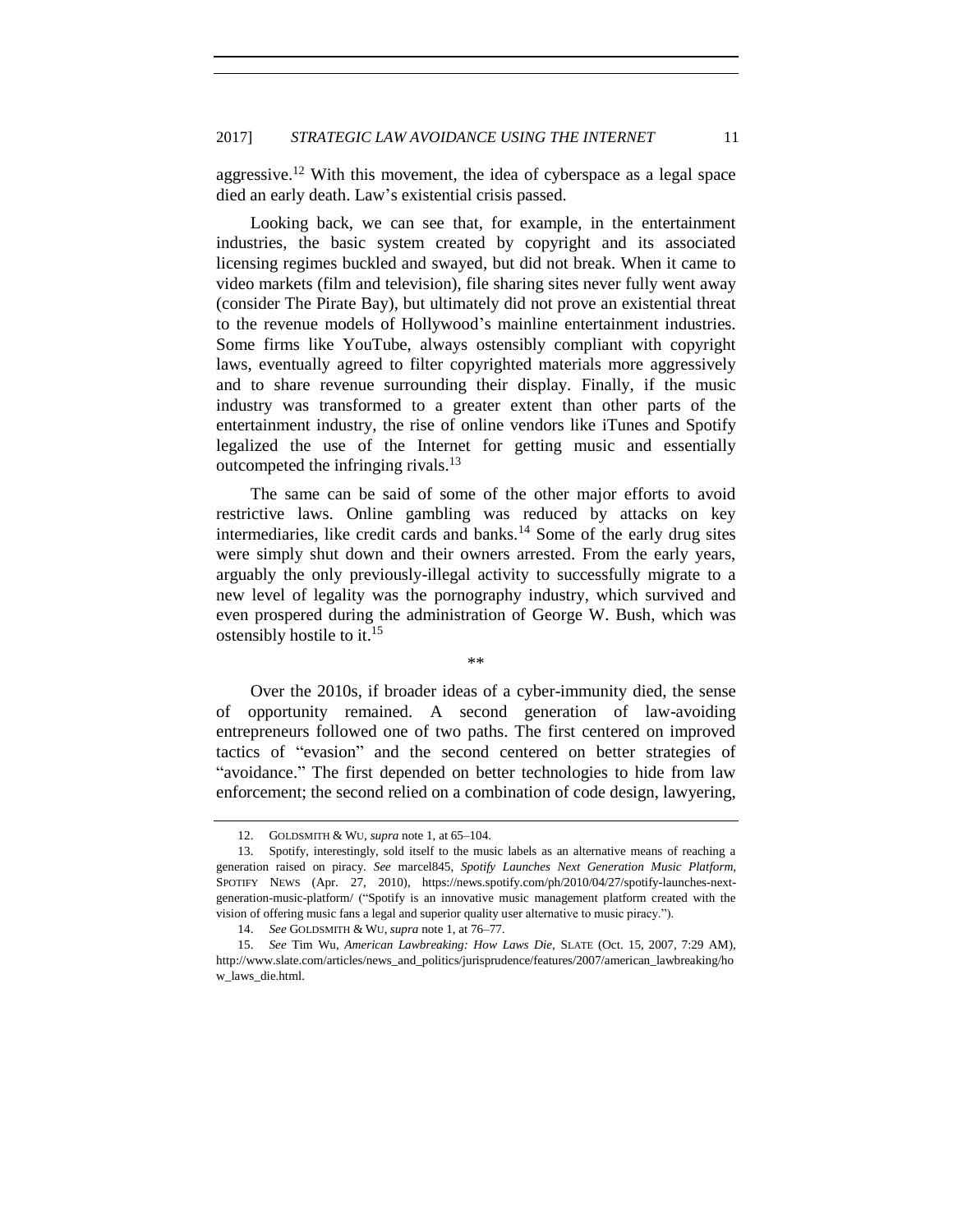aggressive.[12] With this movement, the idea of cyberspace as a legal space died an early death. Law's existential crisis passed.

Looking back, we can see that, for example, in the entertainment industries, the basic system created by copyright and its associated licensing regimes buckled and swayed, but did not break. When it came to video markets (film and television), file sharing sites never fully went away (consider The Pirate Bay), but ultimately did not prove an existential threat to the revenue models of Hollywood's mainline entertainment industries. Some firms like YouTube, always ostensibly compliant with copyright laws, eventually agreed to filter copyrighted materials more aggressively and to share revenue surrounding their display. Finally, if the music industry was transformed to a greater extent than other parts of the entertainment industry, the rise of online vendors like iTunes and Spotify legalized the use of the Internet for getting music and essentially outcompeted the infringing rivals.[13]

The same can be said of some of the other major efforts to avoid restrictive laws. Online gambling was reduced by attacks on key intermediaries, like credit cards and banks.[14] Some of the early drug sites were simply shut down and their owners arrested. From the early years, arguably the only previously-illegal activity to successfully migrate to a new level of legality was the pornography industry, which survived and even prospered during the administration of George W. Bush, which was ostensibly hostile to it.[15]

**

Over the 2010s, if broader ideas of a cyber-immunity died, the sense of opportunity remained. A second generation of law-avoiding entrepreneurs followed one of two paths. The first centered on improved tactics of "evasion" and the second centered on better strategies of "avoidance." The first depended on better technologies to hide from law enforcement; the second relied on a combination of code design, lawyering,

12. GOLDSMITH & WU, *supra* note 1, at 65–104.

13. Spotify, interestingly, sold itself to the music labels as an alternative means of reaching a generation raised on piracy. *See* marcel845, *Spotify Launches Next Generation Music Platform*, SPOTIFY NEWS (Apr. 27, 2010), https://news.spotify.com/ph/2010/04/27/spotify-launches-next-generation-music-platform/ ("Spotify is an innovative music management platform created with the vision of offering music fans a legal and superior quality user alternative to music piracy.").

14. *See* GOLDSMITH & WU, *supra* note 1, at 76–77.

15. *See* Tim Wu, *American Lawbreaking: How Laws Die*, SLATE (Oct. 15, 2007, 7:29 AM), http://www.slate.com/articles/news_and_politics/jurisprudence/features/2007/american_lawbreaking/how_laws_die.html.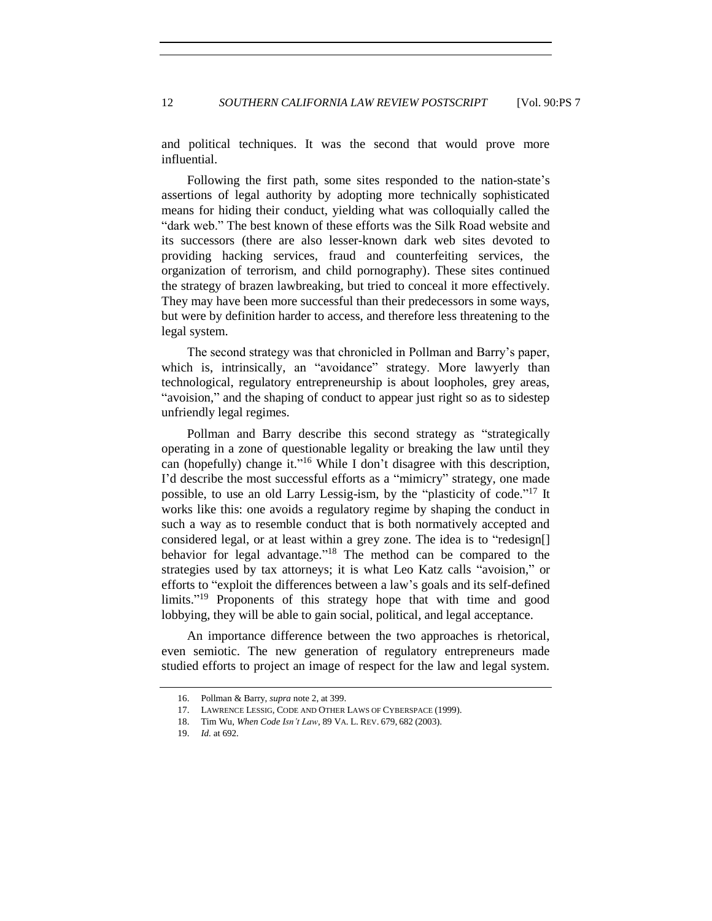and political techniques. It was the second that would prove more influential.

Following the first path, some sites responded to the nation-state's assertions of legal authority by adopting more technically sophisticated means for hiding their conduct, yielding what was colloquially called the "dark web." The best known of these efforts was the Silk Road website and its successors (there are also lesser-known dark web sites devoted to providing hacking services, fraud and counterfeiting services, the organization of terrorism, and child pornography). These sites continued the strategy of brazen lawbreaking, but tried to conceal it more effectively. They may have been more successful than their predecessors in some ways, but were by definition harder to access, and therefore less threatening to the legal system.

The second strategy was that chronicled in Pollman and Barry's paper, which is, intrinsically, an "avoidance" strategy. More lawyerly than technological, regulatory entrepreneurship is about loopholes, grey areas, "avoision," and the shaping of conduct to appear just right so as to sidestep unfriendly legal regimes.

Pollman and Barry describe this second strategy as "strategically operating in a zone of questionable legality or breaking the law until they can (hopefully) change it."[16] While I don't disagree with this description, I'd describe the most successful efforts as a "mimicry" strategy, one made possible, to use an old Larry Lessig-ism, by the "plasticity of code."[17] It works like this: one avoids a regulatory regime by shaping the conduct in such a way as to resemble conduct that is both normatively accepted and considered legal, or at least within a grey zone. The idea is to "redesign[] behavior for legal advantage."[18] The method can be compared to the strategies used by tax attorneys; it is what Leo Katz calls "avoision," or efforts to "exploit the differences between a law's goals and its self-defined limits."[19] Proponents of this strategy hope that with time and good lobbying, they will be able to gain social, political, and legal acceptance.

An importance difference between the two approaches is rhetorical, even semiotic. The new generation of regulatory entrepreneurs made studied efforts to project an image of respect for the law and legal system.

16. Pollman & Barry, *supra* note 2, at 399.

17. LAWRENCE LESSIG, CODE AND OTHER LAWS OF CYBERSPACE (1999).

18. Tim Wu, *When Code Isn't Law*, 89 VA. L. REV. 679, 682 (2003).

19. *Id.* at 692.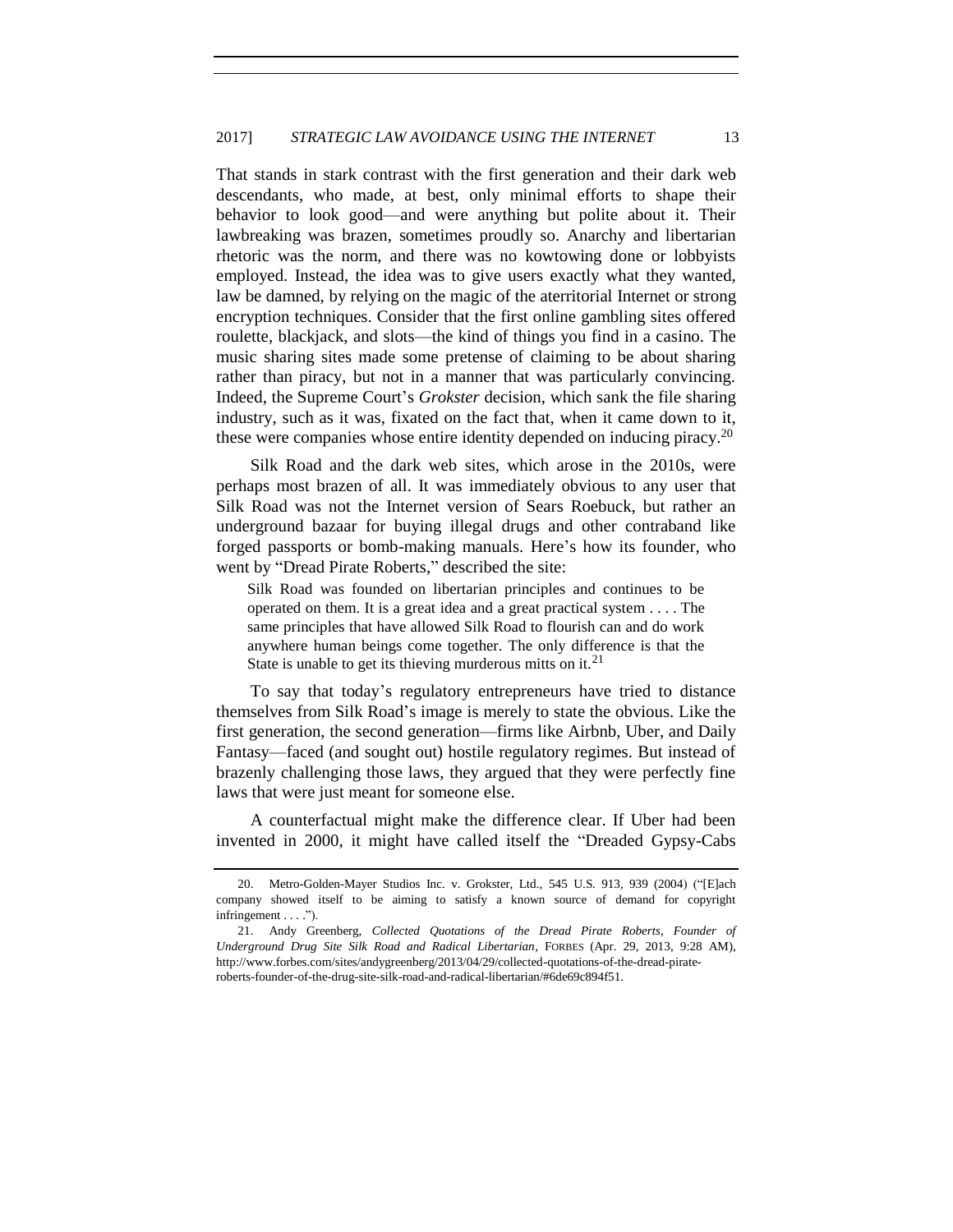That stands in stark contrast with the first generation and their dark web descendants, who made, at best, only minimal efforts to shape their behavior to look good—and were anything but polite about it. Their lawbreaking was brazen, sometimes proudly so. Anarchy and libertarian rhetoric was the norm, and there was no kowtowing done or lobbyists employed. Instead, the idea was to give users exactly what they wanted, law be damned, by relying on the magic of the aterritorial Internet or strong encryption techniques. Consider that the first online gambling sites offered roulette, blackjack, and slots—the kind of things you find in a casino. The music sharing sites made some pretense of claiming to be about sharing rather than piracy, but not in a manner that was particularly convincing. Indeed, the Supreme Court's *Grokster* decision, which sank the file sharing industry, such as it was, fixated on the fact that, when it came down to it, these were companies whose entire identity depended on inducing piracy.[20]

Silk Road and the dark web sites, which arose in the 2010s, were perhaps most brazen of all. It was immediately obvious to any user that Silk Road was not the Internet version of Sears Roebuck, but rather an underground bazaar for buying illegal drugs and other contraband like forged passports or bomb-making manuals. Here's how its founder, who went by "Dread Pirate Roberts," described the site:

> Silk Road was founded on libertarian principles and continues to be operated on them. It is a great idea and a great practical system . . . . The same principles that have allowed Silk Road to flourish can and do work anywhere human beings come together. The only difference is that the State is unable to get its thieving murderous mitts on it.[21]

To say that today's regulatory entrepreneurs have tried to distance themselves from Silk Road's image is merely to state the obvious. Like the first generation, the second generation—firms like Airbnb, Uber, and Daily Fantasy—faced (and sought out) hostile regulatory regimes. But instead of brazenly challenging those laws, they argued that they were perfectly fine laws that were just meant for someone else.

A counterfactual might make the difference clear. If Uber had been invented in 2000, it might have called itself the "Dreaded Gypsy-Cabs

---

20. Metro-Golden-Mayer Studios Inc. v. Grokster, Ltd., 545 U.S. 913, 939 (2004) ("[E]ach company showed itself to be aiming to satisfy a known source of demand for copyright infringement . . . .").

21. Andy Greenberg, *Collected Quotations of the Dread Pirate Roberts, Founder of Underground Drug Site Silk Road and Radical Libertarian*, FORBES (Apr. 29, 2013, 9:28 AM), http://www.forbes.com/sites/andygreenberg/2013/04/29/collected-quotations-of-the-dread-pirate-roberts-founder-of-the-drug-site-silk-road-and-radical-libertarian/#6de69c894f51.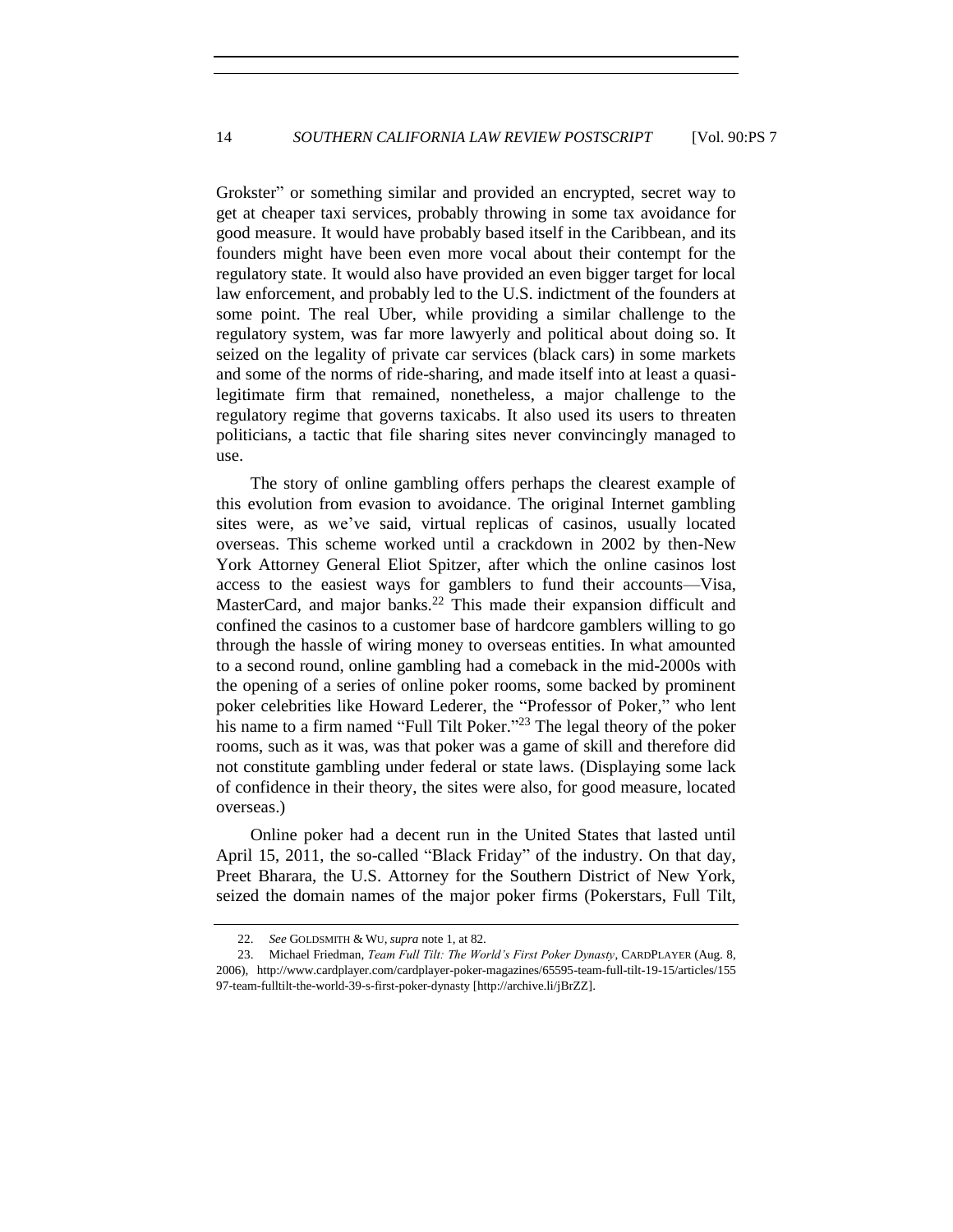Grokster" or something similar and provided an encrypted, secret way to get at cheaper taxi services, probably throwing in some tax avoidance for good measure. It would have probably based itself in the Caribbean, and its founders might have been even more vocal about their contempt for the regulatory state. It would also have provided an even bigger target for local law enforcement, and probably led to the U.S. indictment of the founders at some point. The real Uber, while providing a similar challenge to the regulatory system, was far more lawyerly and political about doing so. It seized on the legality of private car services (black cars) in some markets and some of the norms of ride-sharing, and made itself into at least a quasi-legitimate firm that remained, nonetheless, a major challenge to the regulatory regime that governs taxicabs. It also used its users to threaten politicians, a tactic that file sharing sites never convincingly managed to use.

The story of online gambling offers perhaps the clearest example of this evolution from evasion to avoidance. The original Internet gambling sites were, as we've said, virtual replicas of casinos, usually located overseas. This scheme worked until a crackdown in 2002 by then-New York Attorney General Eliot Spitzer, after which the online casinos lost access to the easiest ways for gamblers to fund their accounts—Visa, MasterCard, and major banks.[22] This made their expansion difficult and confined the casinos to a customer base of hardcore gamblers willing to go through the hassle of wiring money to overseas entities. In what amounted to a second round, online gambling had a comeback in the mid-2000s with the opening of a series of online poker rooms, some backed by prominent poker celebrities like Howard Lederer, the "Professor of Poker," who lent his name to a firm named "Full Tilt Poker."[23] The legal theory of the poker rooms, such as it was, was that poker was a game of skill and therefore did not constitute gambling under federal or state laws. (Displaying some lack of confidence in their theory, the sites were also, for good measure, located overseas.)

Online poker had a decent run in the United States that lasted until April 15, 2011, the so-called "Black Friday" of the industry. On that day, Preet Bharara, the U.S. Attorney for the Southern District of New York, seized the domain names of the major poker firms (Pokerstars, Full Tilt,

---

22. *See* GOLDSMITH & WU, *supra* note 1, at 82.

23. Michael Friedman, *Team Full Tilt: The World's First Poker Dynasty*, CARDPLAYER (Aug. 8, 2006), http://www.cardplayer.com/cardplayer-poker-magazines/65595-team-full-tilt-19-15/articles/15597-team-fulltilt-the-world-39-s-first-poker-dynasty [http://archive.li/jBrZZ].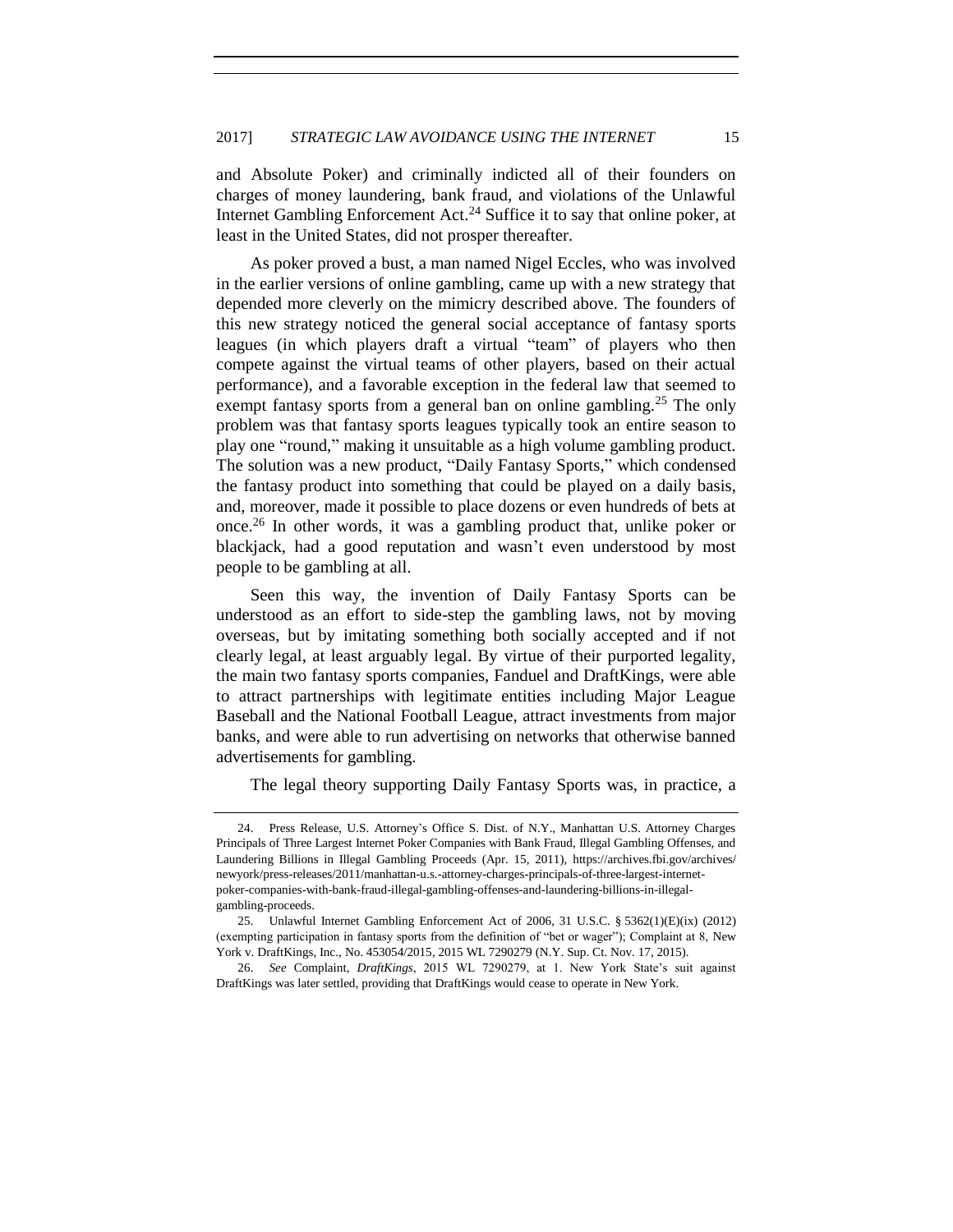and Absolute Poker) and criminally indicted all of their founders on charges of money laundering, bank fraud, and violations of the Unlawful Internet Gambling Enforcement Act.[24] Suffice it to say that online poker, at least in the United States, did not prosper thereafter.

As poker proved a bust, a man named Nigel Eccles, who was involved in the earlier versions of online gambling, came up with a new strategy that depended more cleverly on the mimicry described above. The founders of this new strategy noticed the general social acceptance of fantasy sports leagues (in which players draft a virtual "team" of players who then compete against the virtual teams of other players, based on their actual performance), and a favorable exception in the federal law that seemed to exempt fantasy sports from a general ban on online gambling.[25] The only problem was that fantasy sports leagues typically took an entire season to play one "round," making it unsuitable as a high volume gambling product. The solution was a new product, "Daily Fantasy Sports," which condensed the fantasy product into something that could be played on a daily basis, and, moreover, made it possible to place dozens or even hundreds of bets at once.[26] In other words, it was a gambling product that, unlike poker or blackjack, had a good reputation and wasn't even understood by most people to be gambling at all.

Seen this way, the invention of Daily Fantasy Sports can be understood as an effort to side-step the gambling laws, not by moving overseas, but by imitating something both socially accepted and if not clearly legal, at least arguably legal. By virtue of their purported legality, the main two fantasy sports companies, Fanduel and DraftKings, were able to attract partnerships with legitimate entities including Major League Baseball and the National Football League, attract investments from major banks, and were able to run advertising on networks that otherwise banned advertisements for gambling.

The legal theory supporting Daily Fantasy Sports was, in practice, a

---

24. Press Release, U.S. Attorney's Office S. Dist. of N.Y., Manhattan U.S. Attorney Charges Principals of Three Largest Internet Poker Companies with Bank Fraud, Illegal Gambling Offenses, and Laundering Billions in Illegal Gambling Proceeds (Apr. 15, 2011), https://archives.fbi.gov/archives/newyork/press-releases/2011/manhattan-u.s.-attorney-charges-principals-of-three-largest-internet-poker-companies-with-bank-fraud-illegal-gambling-offenses-and-laundering-billions-in-illegal-gambling-proceeds.

25. Unlawful Internet Gambling Enforcement Act of 2006, 31 U.S.C. § 5362(1)(E)(ix) (2012) (exempting participation in fantasy sports from the definition of "bet or wager"); Complaint at 8, New York v. DraftKings, Inc., No. 453054/2015, 2015 WL 7290279 (N.Y. Sup. Ct. Nov. 17, 2015).

26. *See* Complaint, *DraftKings*, 2015 WL 7290279, at 1. New York State's suit against DraftKings was later settled, providing that DraftKings would cease to operate in New York.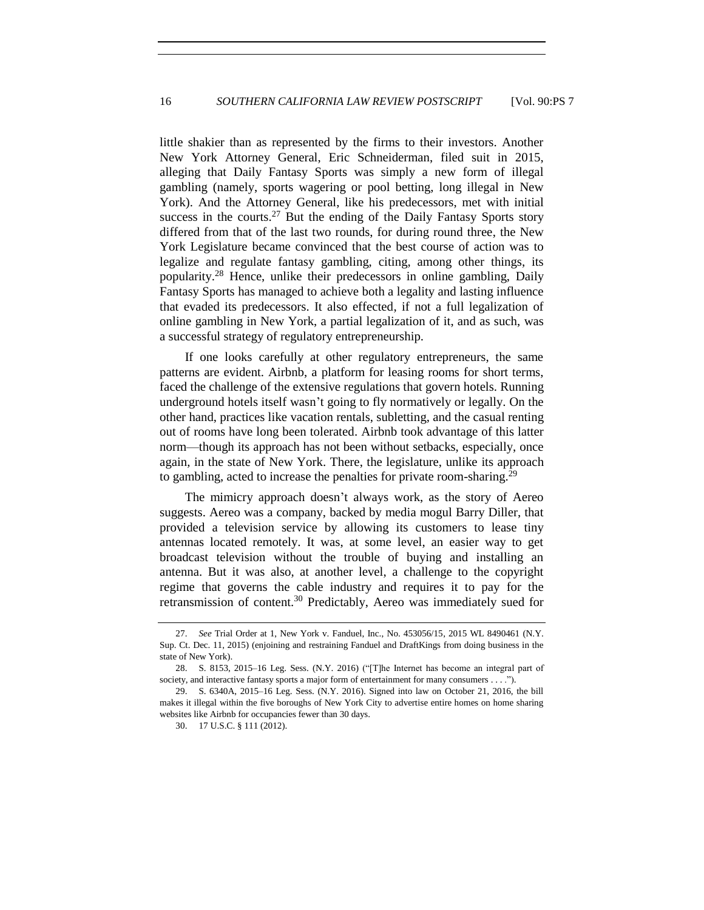little shakier than as represented by the firms to their investors. Another New York Attorney General, Eric Schneiderman, filed suit in 2015, alleging that Daily Fantasy Sports was simply a new form of illegal gambling (namely, sports wagering or pool betting, long illegal in New York). And the Attorney General, like his predecessors, met with initial success in the courts.[27] But the ending of the Daily Fantasy Sports story differed from that of the last two rounds, for during round three, the New York Legislature became convinced that the best course of action was to legalize and regulate fantasy gambling, citing, among other things, its popularity.[28] Hence, unlike their predecessors in online gambling, Daily Fantasy Sports has managed to achieve both a legality and lasting influence that evaded its predecessors. It also effected, if not a full legalization of online gambling in New York, a partial legalization of it, and as such, was a successful strategy of regulatory entrepreneurship.

If one looks carefully at other regulatory entrepreneurs, the same patterns are evident. Airbnb, a platform for leasing rooms for short terms, faced the challenge of the extensive regulations that govern hotels. Running underground hotels itself wasn't going to fly normatively or legally. On the other hand, practices like vacation rentals, subletting, and the casual renting out of rooms have long been tolerated. Airbnb took advantage of this latter norm—though its approach has not been without setbacks, especially, once again, in the state of New York. There, the legislature, unlike its approach to gambling, acted to increase the penalties for private room-sharing.[29]

The mimicry approach doesn't always work, as the story of Aereo suggests. Aereo was a company, backed by media mogul Barry Diller, that provided a television service by allowing its customers to lease tiny antennas located remotely. It was, at some level, an easier way to get broadcast television without the trouble of buying and installing an antenna. But it was also, at another level, a challenge to the copyright regime that governs the cable industry and requires it to pay for the retransmission of content.[30] Predictably, Aereo was immediately sued for

---

27. *See* Trial Order at 1, New York v. Fanduel, Inc., No. 453056/15, 2015 WL 8490461 (N.Y. Sup. Ct. Dec. 11, 2015) (enjoining and restraining Fanduel and DraftKings from doing business in the state of New York).

28. S. 8153, 2015–16 Leg. Sess. (N.Y. 2016) ("[T]he Internet has become an integral part of society, and interactive fantasy sports a major form of entertainment for many consumers . . . .").

29. S. 6340A, 2015–16 Leg. Sess. (N.Y. 2016). Signed into law on October 21, 2016, the bill makes it illegal within the five boroughs of New York City to advertise entire homes on home sharing websites like Airbnb for occupancies fewer than 30 days.

30. 17 U.S.C. § 111 (2012).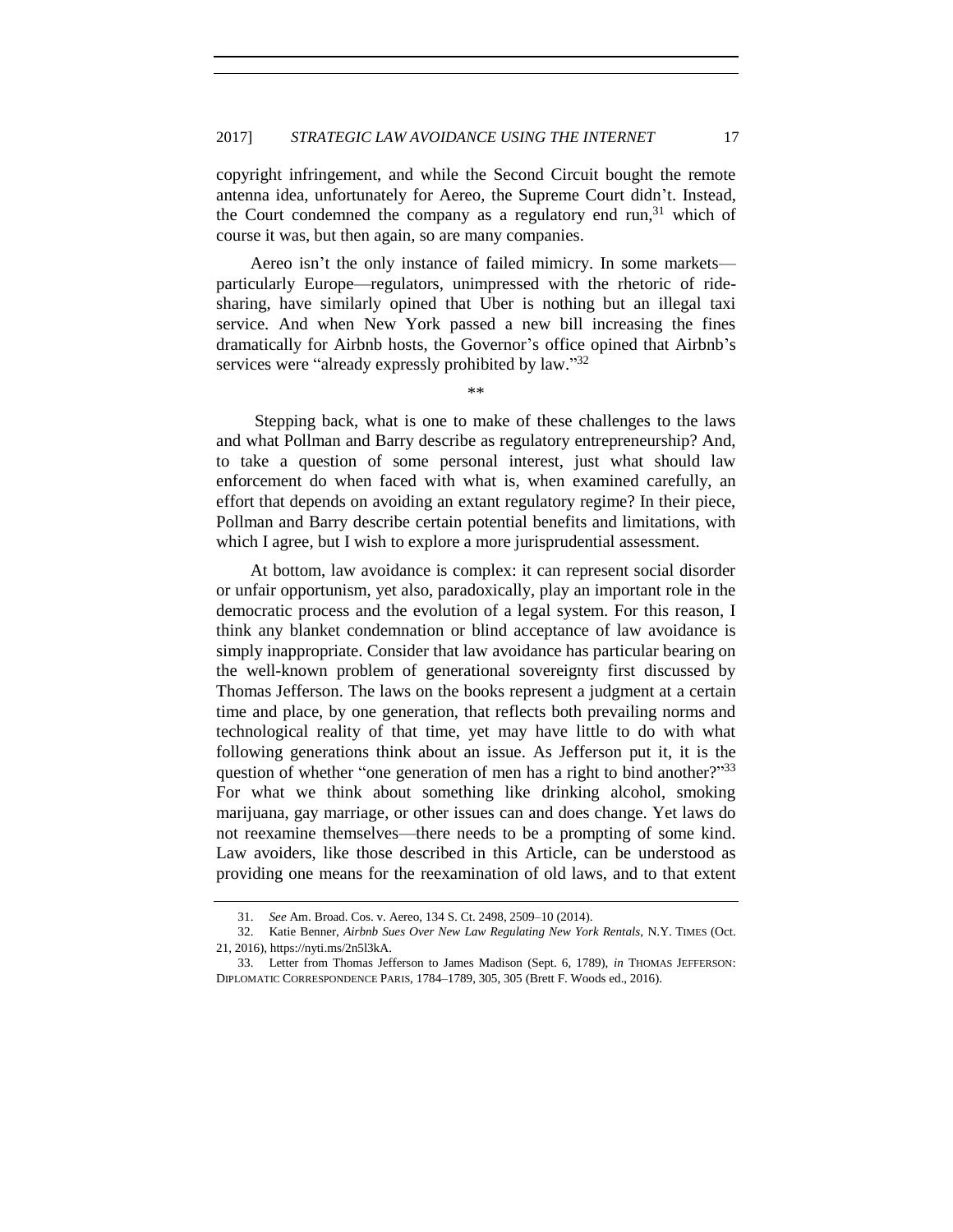copyright infringement, and while the Second Circuit bought the remote antenna idea, unfortunately for Aereo, the Supreme Court didn't. Instead, the Court condemned the company as a regulatory end run,[31] which of course it was, but then again, so are many companies.

Aereo isn't the only instance of failed mimicry. In some markets—particularly Europe—regulators, unimpressed with the rhetoric of ride-sharing, have similarly opined that Uber is nothing but an illegal taxi service. And when New York passed a new bill increasing the fines dramatically for Airbnb hosts, the Governor's office opined that Airbnb's services were "already expressly prohibited by law."[32]

\*\*

Stepping back, what is one to make of these challenges to the laws and what Pollman and Barry describe as regulatory entrepreneurship? And, to take a question of some personal interest, just what should law enforcement do when faced with what is, when examined carefully, an effort that depends on avoiding an extant regulatory regime? In their piece, Pollman and Barry describe certain potential benefits and limitations, with which I agree, but I wish to explore a more jurisprudential assessment.

At bottom, law avoidance is complex: it can represent social disorder or unfair opportunism, yet also, paradoxically, play an important role in the democratic process and the evolution of a legal system. For this reason, I think any blanket condemnation or blind acceptance of law avoidance is simply inappropriate. Consider that law avoidance has particular bearing on the well-known problem of generational sovereignty first discussed by Thomas Jefferson. The laws on the books represent a judgment at a certain time and place, by one generation, that reflects both prevailing norms and technological reality of that time, yet may have little to do with what following generations think about an issue. As Jefferson put it, it is the question of whether "one generation of men has a right to bind another?"[33] For what we think about something like drinking alcohol, smoking marijuana, gay marriage, or other issues can and does change. Yet laws do not reexamine themselves—there needs to be a prompting of some kind. Law avoiders, like those described in this Article, can be understood as providing one means for the reexamination of old laws, and to that extent

---

31. *See* Am. Broad. Cos. v. Aereo, 134 S. Ct. 2498, 2509–10 (2014).

32. Katie Benner, *Airbnb Sues Over New Law Regulating New York Rentals*, N.Y. TIMES (Oct. 21, 2016), https://nyti.ms/2n5l3kA.

33. Letter from Thomas Jefferson to James Madison (Sept. 6, 1789), *in* THOMAS JEFFERSON: DIPLOMATIC CORRESPONDENCE PARIS, 1784–1789, 305, 305 (Brett F. Woods ed., 2016).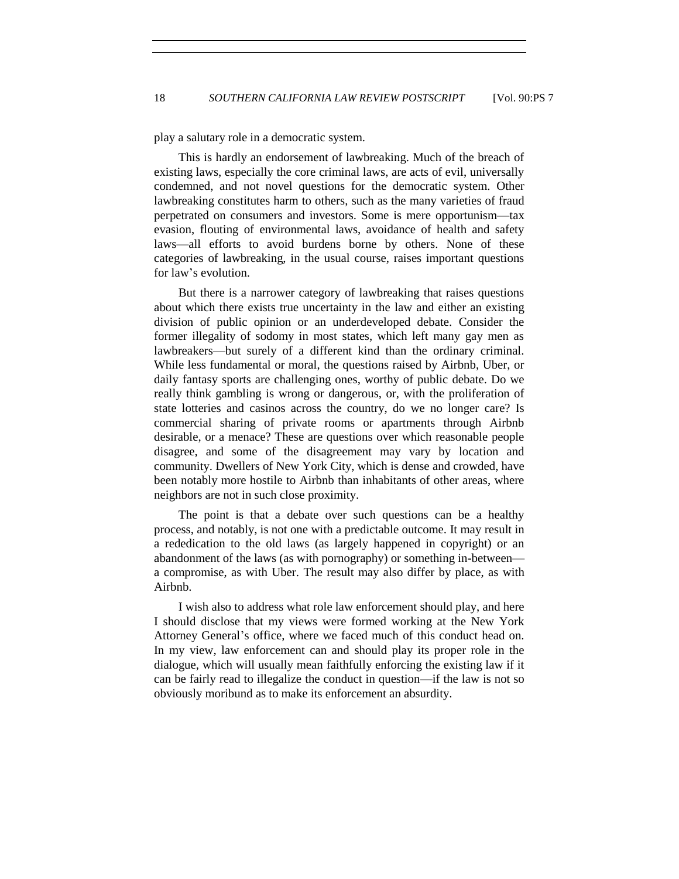play a salutary role in a democratic system.

This is hardly an endorsement of lawbreaking. Much of the breach of existing laws, especially the core criminal laws, are acts of evil, universally condemned, and not novel questions for the democratic system. Other lawbreaking constitutes harm to others, such as the many varieties of fraud perpetrated on consumers and investors. Some is mere opportunism—tax evasion, flouting of environmental laws, avoidance of health and safety laws—all efforts to avoid burdens borne by others. None of these categories of lawbreaking, in the usual course, raises important questions for law's evolution.

But there is a narrower category of lawbreaking that raises questions about which there exists true uncertainty in the law and either an existing division of public opinion or an underdeveloped debate. Consider the former illegality of sodomy in most states, which left many gay men as lawbreakers—but surely of a different kind than the ordinary criminal. While less fundamental or moral, the questions raised by Airbnb, Uber, or daily fantasy sports are challenging ones, worthy of public debate. Do we really think gambling is wrong or dangerous, or, with the proliferation of state lotteries and casinos across the country, do we no longer care? Is commercial sharing of private rooms or apartments through Airbnb desirable, or a menace? These are questions over which reasonable people disagree, and some of the disagreement may vary by location and community. Dwellers of New York City, which is dense and crowded, have been notably more hostile to Airbnb than inhabitants of other areas, where neighbors are not in such close proximity.

The point is that a debate over such questions can be a healthy process, and notably, is not one with a predictable outcome. It may result in a rededication to the old laws (as largely happened in copyright) or an abandonment of the laws (as with pornography) or something in-between—a compromise, as with Uber. The result may also differ by place, as with Airbnb.

I wish also to address what role law enforcement should play, and here I should disclose that my views were formed working at the New York Attorney General's office, where we faced much of this conduct head on. In my view, law enforcement can and should play its proper role in the dialogue, which will usually mean faithfully enforcing the existing law if it can be fairly read to illegalize the conduct in question—if the law is not so obviously moribund as to make its enforcement an absurdity.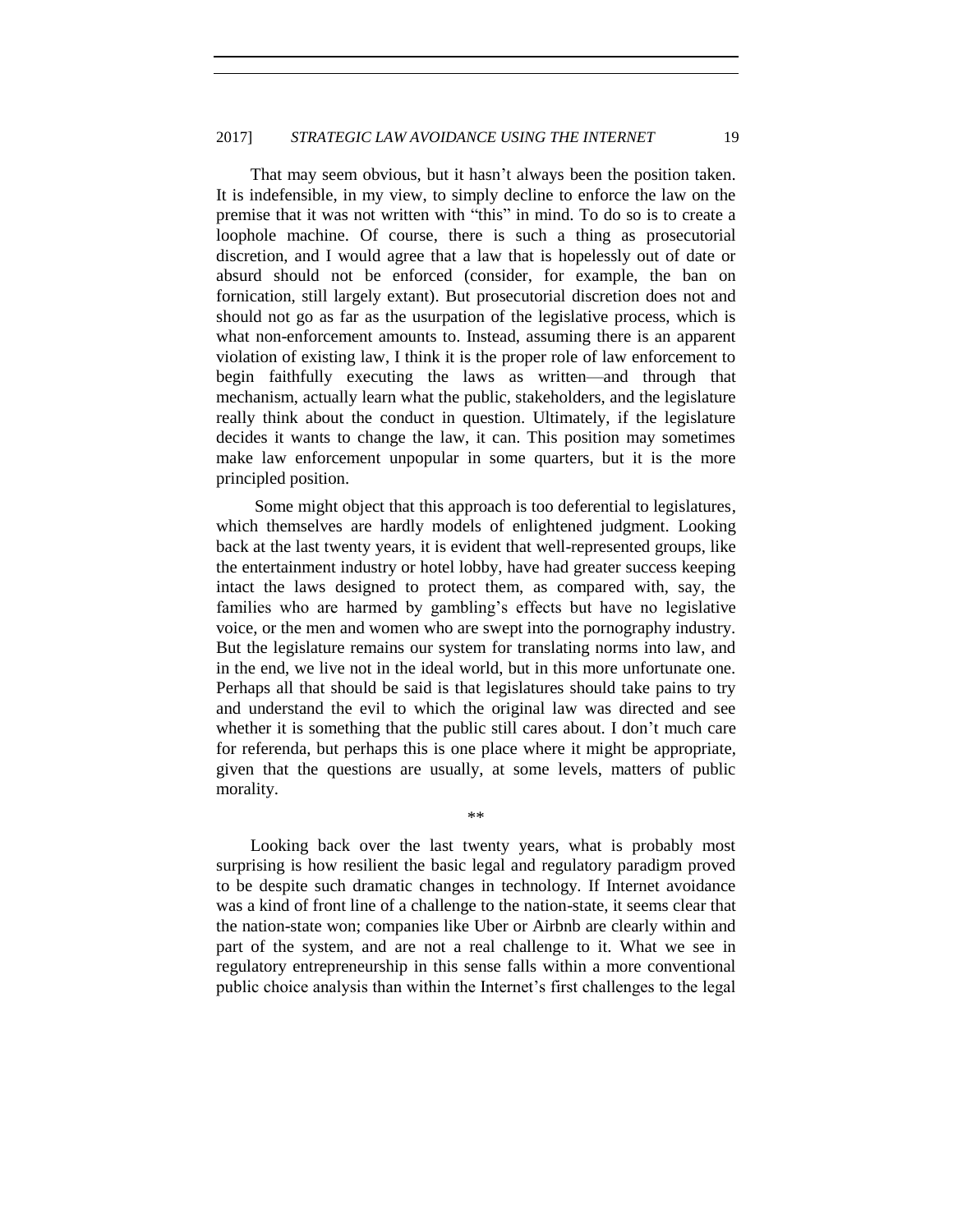That may seem obvious, but it hasn't always been the position taken. It is indefensible, in my view, to simply decline to enforce the law on the premise that it was not written with "this" in mind. To do so is to create a loophole machine. Of course, there is such a thing as prosecutorial discretion, and I would agree that a law that is hopelessly out of date or absurd should not be enforced (consider, for example, the ban on fornication, still largely extant). But prosecutorial discretion does not and should not go as far as the usurpation of the legislative process, which is what non-enforcement amounts to. Instead, assuming there is an apparent violation of existing law, I think it is the proper role of law enforcement to begin faithfully executing the laws as written—and through that mechanism, actually learn what the public, stakeholders, and the legislature really think about the conduct in question. Ultimately, if the legislature decides it wants to change the law, it can. This position may sometimes make law enforcement unpopular in some quarters, but it is the more principled position.

Some might object that this approach is too deferential to legislatures, which themselves are hardly models of enlightened judgment. Looking back at the last twenty years, it is evident that well-represented groups, like the entertainment industry or hotel lobby, have had greater success keeping intact the laws designed to protect them, as compared with, say, the families who are harmed by gambling's effects but have no legislative voice, or the men and women who are swept into the pornography industry. But the legislature remains our system for translating norms into law, and in the end, we live not in the ideal world, but in this more unfortunate one. Perhaps all that should be said is that legislatures should take pains to try and understand the evil to which the original law was directed and see whether it is something that the public still cares about. I don't much care for referenda, but perhaps this is one place where it might be appropriate, given that the questions are usually, at some levels, matters of public morality.

**

Looking back over the last twenty years, what is probably most surprising is how resilient the basic legal and regulatory paradigm proved to be despite such dramatic changes in technology. If Internet avoidance was a kind of front line of a challenge to the nation-state, it seems clear that the nation-state won; companies like Uber or Airbnb are clearly within and part of the system, and are not a real challenge to it. What we see in regulatory entrepreneurship in this sense falls within a more conventional public choice analysis than within the Internet's first challenges to the legal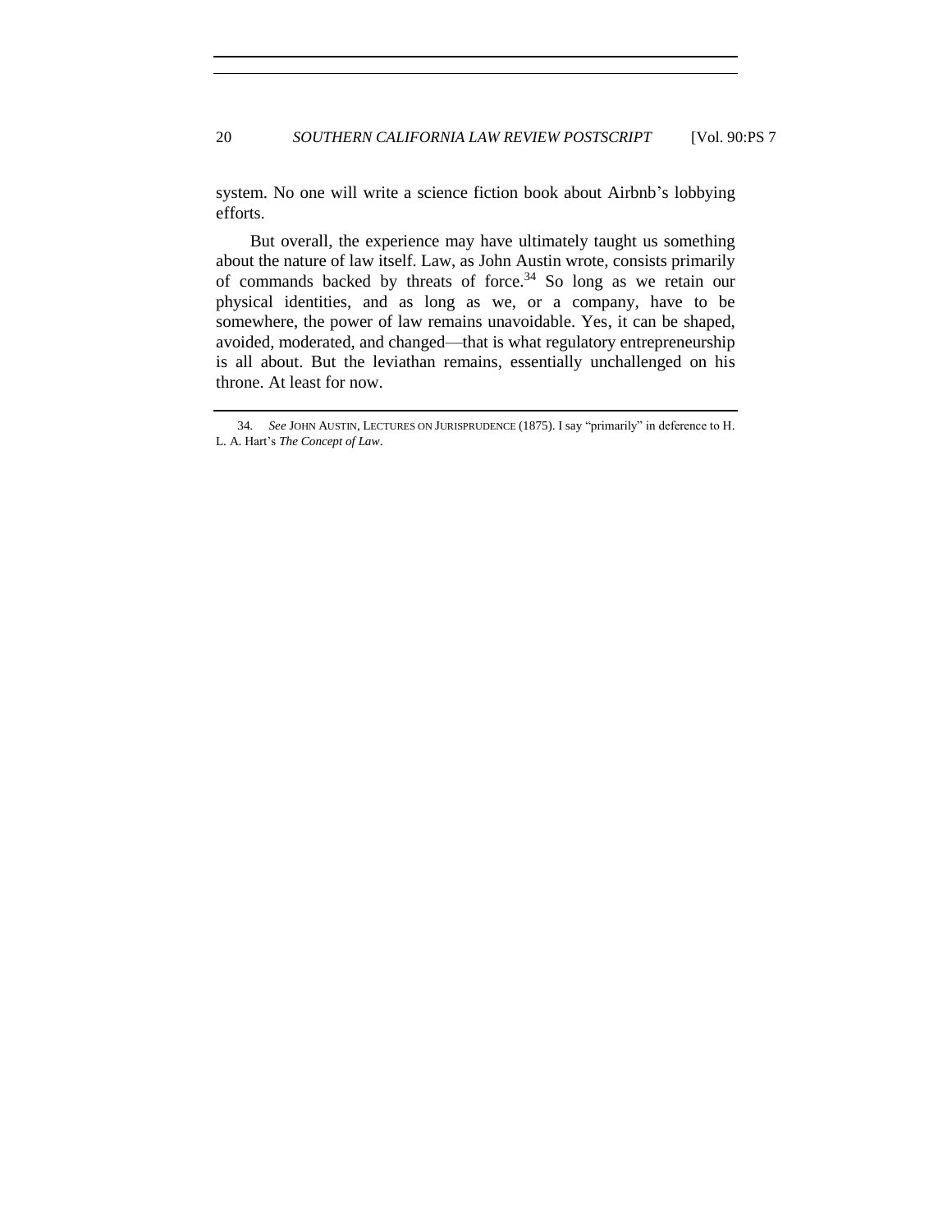system. No one will write a science fiction book about Airbnb's lobbying efforts.

But overall, the experience may have ultimately taught us something about the nature of law itself. Law, as John Austin wrote, consists primarily of commands backed by threats of force.[34] So long as we retain our physical identities, and as long as we, or a company, have to be somewhere, the power of law remains unavoidable. Yes, it can be shaped, avoided, moderated, and changed—that is what regulatory entrepreneurship is all about. But the leviathan remains, essentially unchallenged on his throne. At least for now.

---

34. *See* JOHN AUSTIN, LECTURES ON JURISPRUDENCE (1875). I say "primarily" in deference to H. L. A. Hart's *The Concept of Law*.